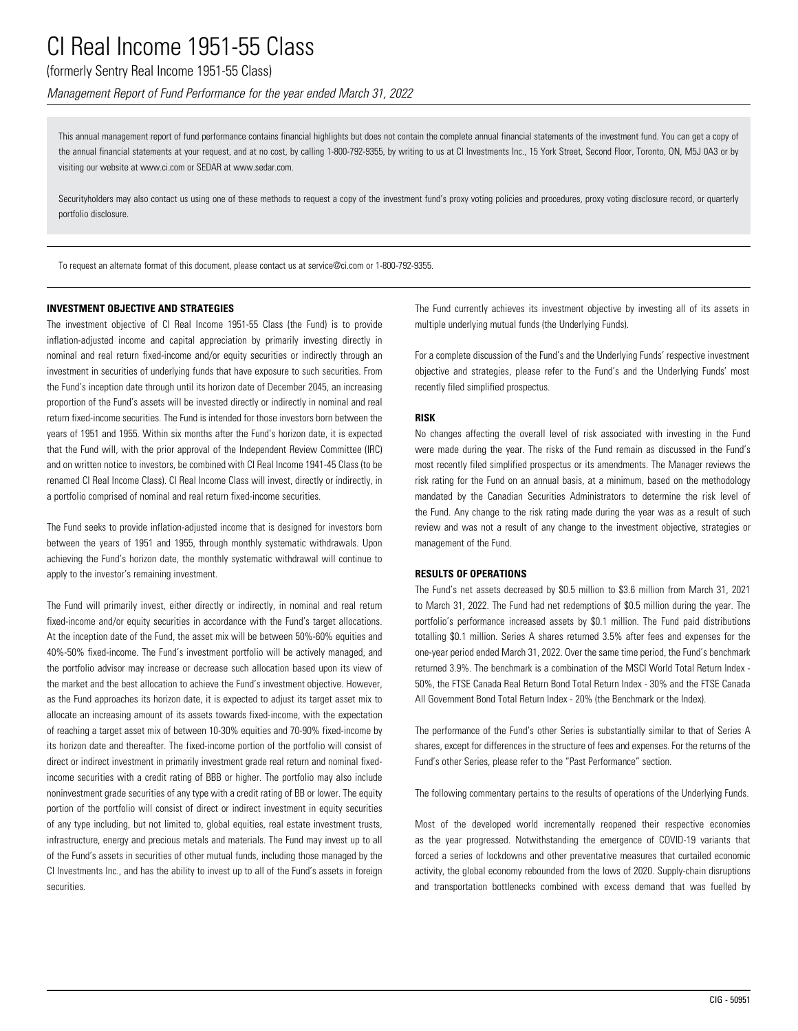# CI Real Income 1951-55 Class

(formerly Sentry Real Income 1951-55 Class)

*Management Report of Fund Performance for the year ended March 31, 2022*

This annual management report of fund performance contains financial highlights but does not contain the complete annual financial statements of the investment fund. You can get a copy of the annual financial statements at your request, and at no cost, by calling 1-800-792-9355, by writing to us at CI Investments Inc., 15 York Street, Second Floor, Toronto, ON, M5J 0A3 or by visiting our website at www.ci.com or SEDAR at www.sedar.com.

Securityholders may also contact us using one of these methods to request a copy of the investment fund's proxy voting policies and procedures, proxy voting disclosure record, or quarterly portfolio disclosure.

To request an alternate format of this document, please contact us at service@ci.com or 1-800-792-9355.

**INVESTMENT OBJECTIVE AND STRATEGIES**

The investment objective of CI Real Income 1951-55 Class (the Fund) is to provide inflation-adjusted income and capital appreciation by primarily investing directly in nominal and real return fixed-income and/or equity securities or indirectly through an investment in securities of underlying funds that have exposure to such securities. From the Fund's inception date through until its horizon date of December 2045, an increasing proportion of the Fund's assets will be invested directly or indirectly in nominal and real return fixed-income securities. The Fund is intended for those investors born between the years of 1951 and 1955. Within six months after the Fund's horizon date, it is expected that the Fund will, with the prior approval of the Independent Review Committee (IRC) and on written notice to investors, be combined with CI Real Income 1941-45 Class (to be renamed CI Real Income Class). CI Real Income Class will invest, directly or indirectly, in a portfolio comprised of nominal and real return fixed-income securities.

The Fund seeks to provide inflation-adjusted income that is designed for investors born between the years of 1951 and 1955, through monthly systematic withdrawals. Upon achieving the Fund's horizon date, the monthly systematic withdrawal will continue to apply to the investor's remaining investment.

The Fund will primarily invest, either directly or indirectly, in nominal and real return fixed-income and/or equity securities in accordance with the Fund's target allocations. At the inception date of the Fund, the asset mix will be between 50%-60% equities and 40%-50% fixed-income. The Fund's investment portfolio will be actively managed, and the portfolio advisor may increase or decrease such allocation based upon its view of the market and the best allocation to achieve the Fund's investment objective. However, as the Fund approaches its horizon date, it is expected to adjust its target asset mix to allocate an increasing amount of its assets towards fixed-income, with the expectation of reaching a target asset mix of between 10-30% equities and 70-90% fixed-income by its horizon date and thereafter. The fixed-income portion of the portfolio will consist of direct or indirect investment in primarily investment grade real return and nominal fixed-income securities with a credit rating of BBB or higher. The portfolio may also include noninvestment grade securities of any type with a credit rating of BB or lower. The equity portion of the portfolio will consist of direct or indirect investment in equity securities of any type including, but not limited to, global equities, real estate investment trusts, infrastructure, energy and precious metals and materials. The Fund may invest up to all of the Fund's assets in securities of other mutual funds, including those managed by the CI Investments Inc., and has the ability to invest up to all of the Fund's assets in foreign securities.

The Fund currently achieves its investment objective by investing all of its assets in multiple underlying mutual funds (the Underlying Funds).

For a complete discussion of the Fund's and the Underlying Funds' respective investment objective and strategies, please refer to the Fund's and the Underlying Funds' most recently filed simplified prospectus.

**RISK**

No changes affecting the overall level of risk associated with investing in the Fund were made during the year. The risks of the Fund remain as discussed in the Fund's most recently filed simplified prospectus or its amendments. The Manager reviews the risk rating for the Fund on an annual basis, at a minimum, based on the methodology mandated by the Canadian Securities Administrators to determine the risk level of the Fund. Any change to the risk rating made during the year was as a result of such review and was not a result of any change to the investment objective, strategies or management of the Fund.

**RESULTS OF OPERATIONS**

The Fund's net assets decreased by $0.5 million to $3.6 million from March 31, 2021 to March 31, 2022. The Fund had net redemptions of $0.5 million during the year. The portfolio's performance increased assets by $0.1 million. The Fund paid distributions totalling $0.1 million. Series A shares returned 3.5% after fees and expenses for the one-year period ended March 31, 2022. Over the same time period, the Fund's benchmark returned 3.9%. The benchmark is a combination of the MSCI World Total Return Index - 50%, the FTSE Canada Real Return Bond Total Return Index - 30% and the FTSE Canada All Government Bond Total Return Index - 20% (the Benchmark or the Index).

The performance of the Fund's other Series is substantially similar to that of Series A shares, except for differences in the structure of fees and expenses. For the returns of the Fund's other Series, please refer to the "Past Performance" section.

The following commentary pertains to the results of operations of the Underlying Funds.

Most of the developed world incrementally reopened their respective economies as the year progressed. Notwithstanding the emergence of COVID-19 variants that forced a series of lockdowns and other preventative measures that curtailed economic activity, the global economy rebounded from the lows of 2020. Supply-chain disruptions and transportation bottlenecks combined with excess demand that was fuelled by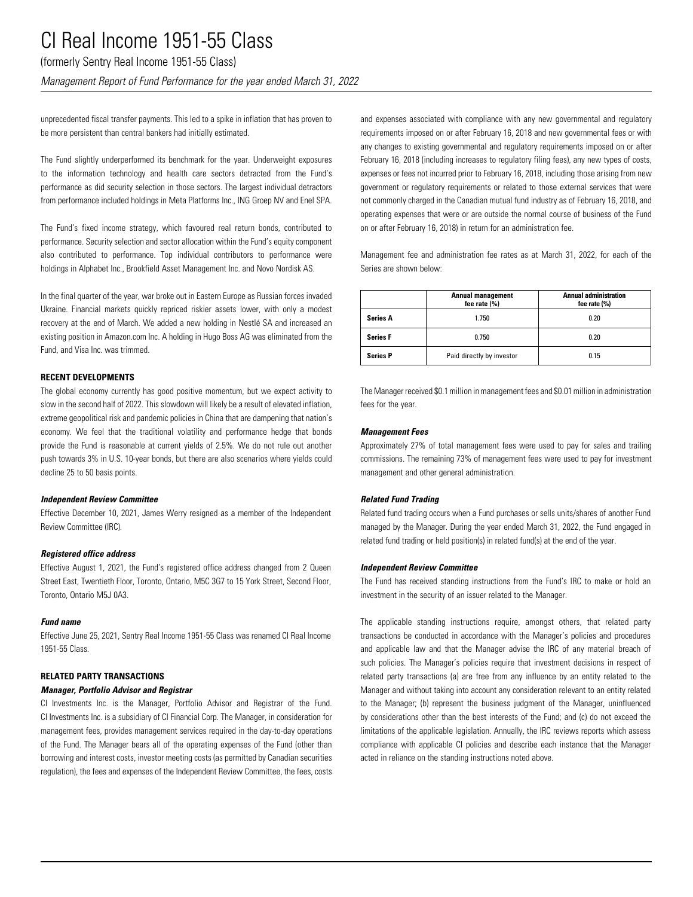unprecedented fiscal transfer payments. This led to a spike in inflation that has proven to be more persistent than central bankers had initially estimated.

The Fund slightly underperformed its benchmark for the year. Underweight exposures to the information technology and health care sectors detracted from the Fund's performance as did security selection in those sectors. The largest individual detractors from performance included holdings in Meta Platforms Inc., ING Groep NV and Enel SPA.

The Fund's fixed income strategy, which favoured real return bonds, contributed to performance. Security selection and sector allocation within the Fund's equity component also contributed to performance. Top individual contributors to performance were holdings in Alphabet Inc., Brookfield Asset Management Inc. and Novo Nordisk AS.

In the final quarter of the year, war broke out in Eastern Europe as Russian forces invaded Ukraine. Financial markets quickly repriced riskier assets lower, with only a modest recovery at the end of March. We added a new holding in Nestlé SA and increased an existing position in Amazon.com Inc. A holding in Hugo Boss AG was eliminated from the Fund, and Visa Inc. was trimmed.

## RECENT DEVELOPMENTS

The global economy currently has good positive momentum, but we expect activity to slow in the second half of 2022. This slowdown will likely be a result of elevated inflation, extreme geopolitical risk and pandemic policies in China that are dampening that nation's economy. We feel that the traditional volatility and performance hedge that bonds provide the Fund is reasonable at current yields of 2.5%. We do not rule out another push towards 3% in U.S. 10-year bonds, but there are also scenarios where yields could decline 25 to 50 basis points.

### *Independent Review Committee*

Effective December 10, 2021, James Werry resigned as a member of the Independent Review Committee (IRC).

### *Registered office address*

Effective August 1, 2021, the Fund's registered office address changed from 2 Queen Street East, Twentieth Floor, Toronto, Ontario, M5C 3G7 to 15 York Street, Second Floor, Toronto, Ontario M5J 0A3.

### *Fund name*

Effective June 25, 2021, Sentry Real Income 1951-55 Class was renamed CI Real Income 1951-55 Class.

## RELATED PARTY TRANSACTIONS

### *Manager, Portfolio Advisor and Registrar*

CI Investments Inc. is the Manager, Portfolio Advisor and Registrar of the Fund. CI Investments Inc. is a subsidiary of CI Financial Corp. The Manager, in consideration for management fees, provides management services required in the day-to-day operations of the Fund. The Manager bears all of the operating expenses of the Fund (other than borrowing and interest costs, investor meeting costs (as permitted by Canadian securities regulation), the fees and expenses of the Independent Review Committee, the fees, costs and expenses associated with compliance with any new governmental and regulatory requirements imposed on or after February 16, 2018 and new governmental fees or with any changes to existing governmental and regulatory requirements imposed on or after February 16, 2018 (including increases to regulatory filing fees), any new types of costs, expenses or fees not incurred prior to February 16, 2018, including those arising from new government or regulatory requirements or related to those external services that were not commonly charged in the Canadian mutual fund industry as of February 16, 2018, and operating expenses that were or are outside the normal course of business of the Fund on or after February 16, 2018) in return for an administration fee.

Management fee and administration fee rates as at March 31, 2022, for each of the Series are shown below:

| | Annual management fee rate (%) | Annual administration fee rate (%) |
|---|---|---|
| **Series A** | 1.750 | 0.20 |
| **Series F** | 0.750 | 0.20 |
| **Series P** | Paid directly by investor | 0.15 |

The Manager received $0.1 million in management fees and $0.01 million in administration fees for the year.

### *Management Fees*

Approximately 27% of total management fees were used to pay for sales and trailing commissions. The remaining 73% of management fees were used to pay for investment management and other general administration.

### *Related Fund Trading*

Related fund trading occurs when a Fund purchases or sells units/shares of another Fund managed by the Manager. During the year ended March 31, 2022, the Fund engaged in related fund trading or held position(s) in related fund(s) at the end of the year.

### *Independent Review Committee*

The Fund has received standing instructions from the Fund's IRC to make or hold an investment in the security of an issuer related to the Manager.

The applicable standing instructions require, amongst others, that related party transactions be conducted in accordance with the Manager's policies and procedures and applicable law and that the Manager advise the IRC of any material breach of such policies. The Manager's policies require that investment decisions in respect of related party transactions (a) are free from any influence by an entity related to the Manager and without taking into account any consideration relevant to an entity related to the Manager; (b) represent the business judgment of the Manager, uninfluenced by considerations other than the best interests of the Fund; and (c) do not exceed the limitations of the applicable legislation. Annually, the IRC reviews reports which assess compliance with applicable CI policies and describe each instance that the Manager acted in reliance on the standing instructions noted above.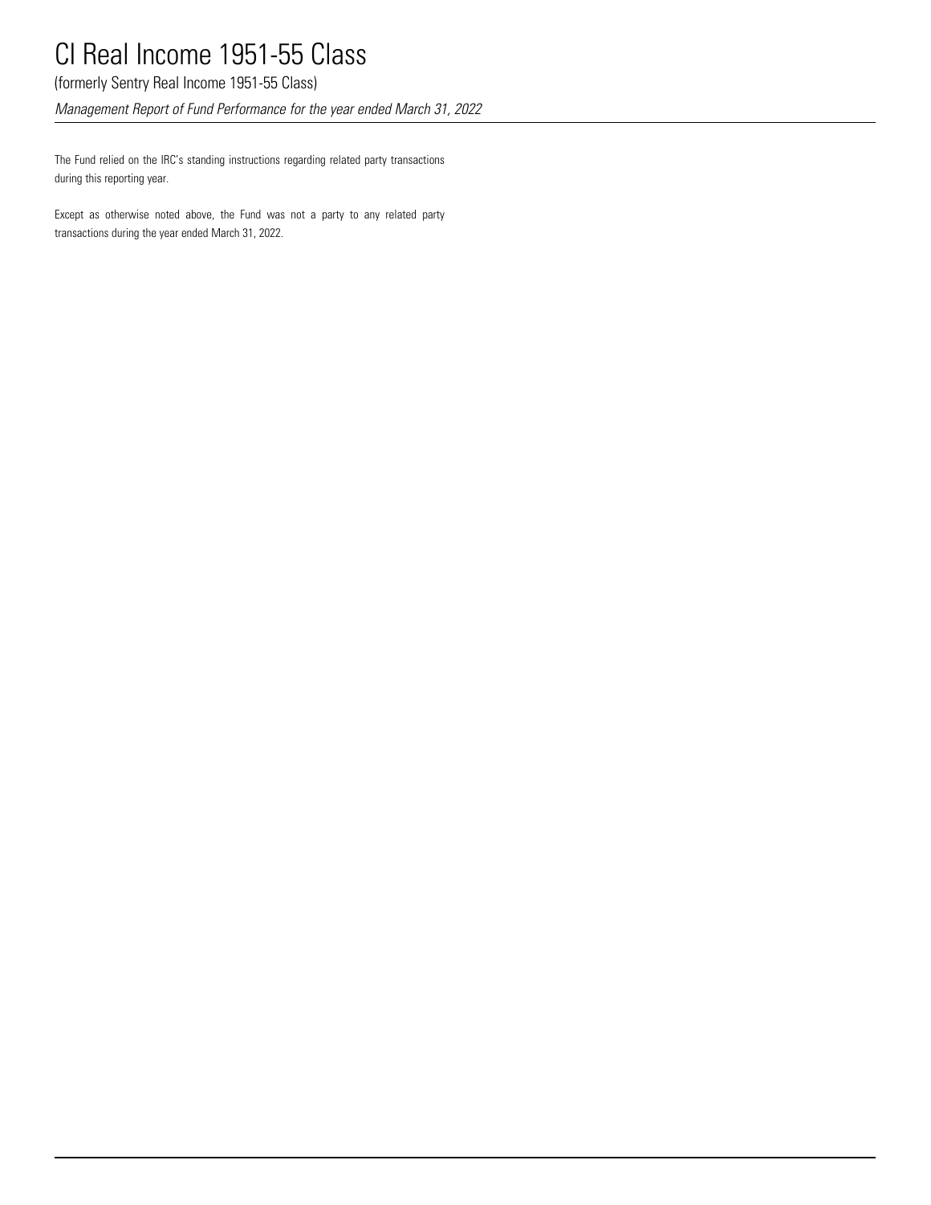The Fund relied on the IRC's standing instructions regarding related party transactions during this reporting year.

Except as otherwise noted above, the Fund was not a party to any related party transactions during the year ended March 31, 2022.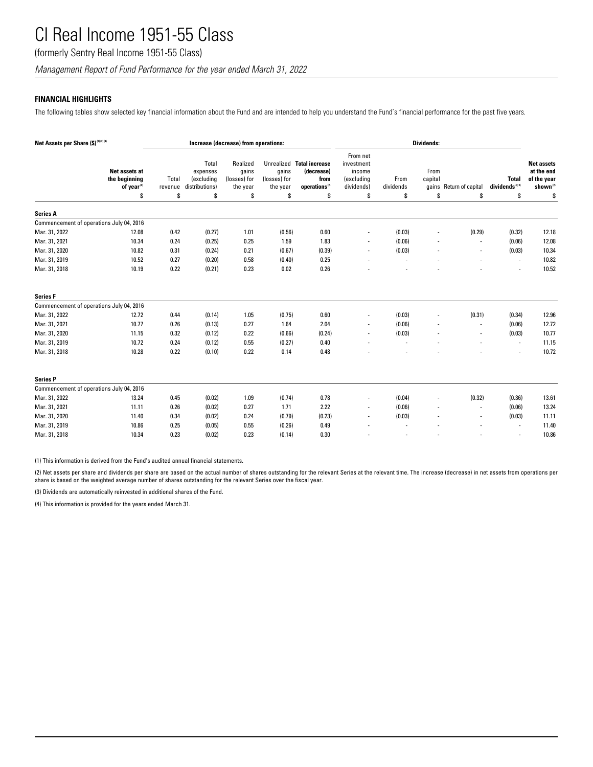# CI Real Income 1951-55 Class

(formerly Sentry Real Income 1951-55 Class)

*Management Report of Fund Performance for the year ended March 31, 2022*

**FINANCIAL HIGHLIGHTS**

The following tables show selected key financial information about the Fund and are intended to help you understand the Fund's financial performance for the past five years.

| Net Assets per Share ($) (1)(2)(4) | | Increase (decrease) from operations: | | | | | Dividends: | | | | | | |
|---|---|---|---|---|---|---|---|---|---|---|---|---|
| | Net assets at the beginning of year (2) | Total revenue | Total expenses (excluding distributions) | Realized gains (losses) for the year | Unrealized gains (losses) for the year | Total increase (decrease) from operations (2) | From net investment income (excluding dividends) | From dividends | From capital gains | Return of capital | Total dividends (2,3) | Net assets at the end of the year shown (2) |
| | $ | $ | $ | $ | $ | $ | $ | $ | $ | $ | $ | $ |
| **Series A** | | | | | | | | | | | | |
| Commencement of operations July 04, 2016 | | | | | | | | | | | | |
| Mar. 31, 2022 | 12.08 | 0.42 | (0.27) | 1.01 | (0.56) | 0.60 | - | (0.03) | - | (0.29) | (0.32) | 12.18 |
| Mar. 31, 2021 | 10.34 | 0.24 | (0.25) | 0.25 | 1.59 | 1.83 | - | (0.06) | - | - | (0.06) | 12.08 |
| Mar. 31, 2020 | 10.82 | 0.31 | (0.24) | 0.21 | (0.67) | (0.39) | - | (0.03) | - | - | (0.03) | 10.34 |
| Mar. 31, 2019 | 10.52 | 0.27 | (0.20) | 0.58 | (0.40) | 0.25 | - | - | - | - | - | 10.82 |
| Mar. 31, 2018 | 10.19 | 0.22 | (0.21) | 0.23 | 0.02 | 0.26 | - | - | - | - | - | 10.52 |
| **Series F** | | | | | | | | | | | | |
| Commencement of operations July 04, 2016 | | | | | | | | | | | | |
| Mar. 31, 2022 | 12.72 | 0.44 | (0.14) | 1.05 | (0.75) | 0.60 | - | (0.03) | - | (0.31) | (0.34) | 12.96 |
| Mar. 31, 2021 | 10.77 | 0.26 | (0.13) | 0.27 | 1.64 | 2.04 | - | (0.06) | - | - | (0.06) | 12.72 |
| Mar. 31, 2020 | 11.15 | 0.32 | (0.12) | 0.22 | (0.66) | (0.24) | - | (0.03) | - | - | (0.03) | 10.77 |
| Mar. 31, 2019 | 10.72 | 0.24 | (0.12) | 0.55 | (0.27) | 0.40 | - | - | - | - | - | 11.15 |
| Mar. 31, 2018 | 10.28 | 0.22 | (0.10) | 0.22 | 0.14 | 0.48 | - | - | - | - | - | 10.72 |
| **Series P** | | | | | | | | | | | | |
| Commencement of operations July 04, 2016 | | | | | | | | | | | | |
| Mar. 31, 2022 | 13.24 | 0.45 | (0.02) | 1.09 | (0.74) | 0.78 | - | (0.04) | - | (0.32) | (0.36) | 13.61 |
| Mar. 31, 2021 | 11.11 | 0.26 | (0.02) | 0.27 | 1.71 | 2.22 | - | (0.06) | - | - | (0.06) | 13.24 |
| Mar. 31, 2020 | 11.40 | 0.34 | (0.02) | 0.24 | (0.79) | (0.23) | - | (0.03) | - | - | (0.03) | 11.11 |
| Mar. 31, 2019 | 10.86 | 0.25 | (0.05) | 0.55 | (0.26) | 0.49 | - | - | - | - | - | 11.40 |
| Mar. 31, 2018 | 10.34 | 0.23 | (0.02) | 0.23 | (0.14) | 0.30 | - | - | - | - | - | 10.86 |

(1) This information is derived from the Fund's audited annual financial statements.

(2) Net assets per share and dividends per share are based on the actual number of shares outstanding for the relevant Series at the relevant time. The increase (decrease) in net assets from operations per share is based on the weighted average number of shares outstanding for the relevant Series over the fiscal year.

(3) Dividends are automatically reinvested in additional shares of the Fund.

(4) This information is provided for the years ended March 31.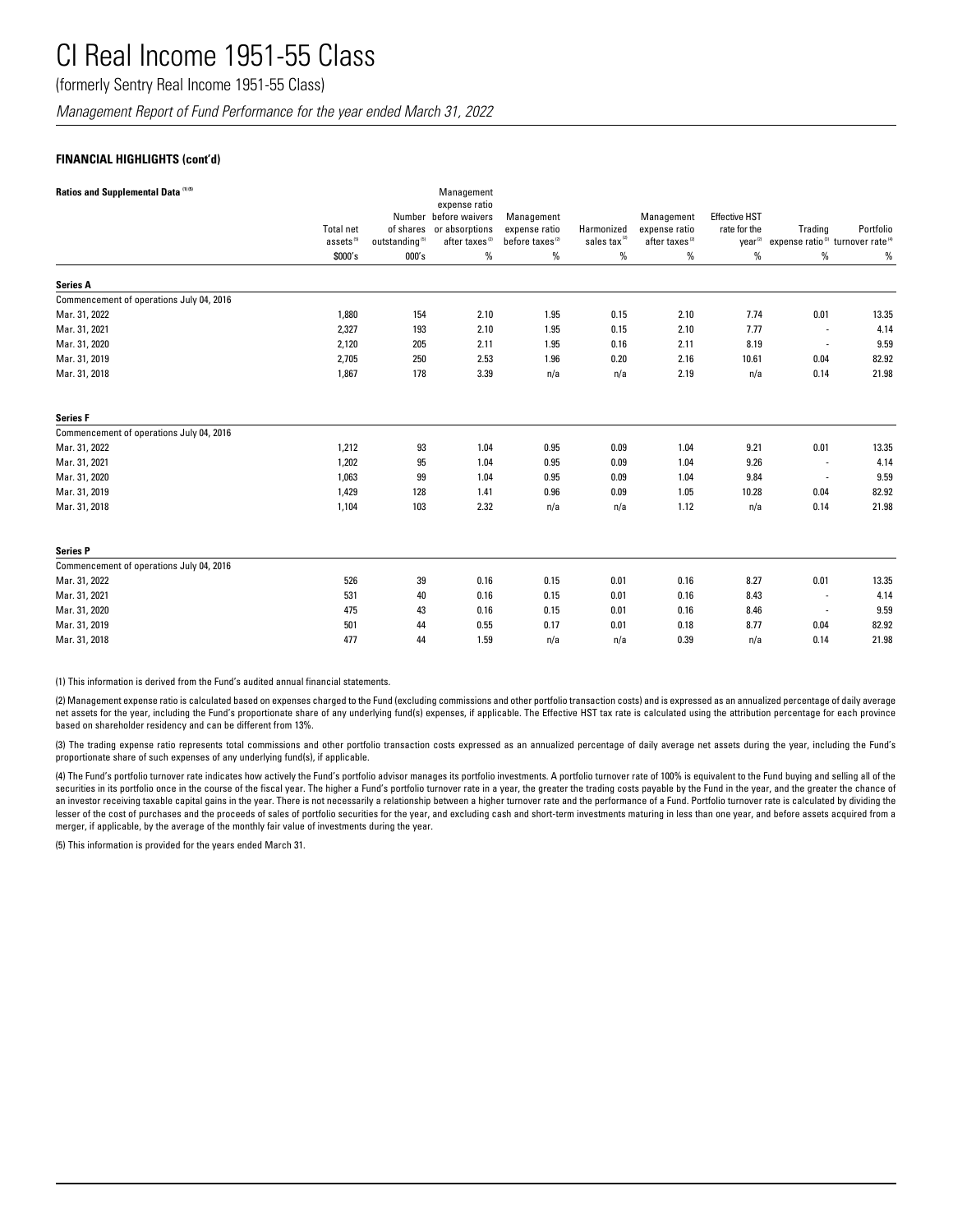# CI Real Income 1951-55 Class

(formerly Sentry Real Income 1951-55 Class)

*Management Report of Fund Performance for the year ended March 31, 2022*

**FINANCIAL HIGHLIGHTS (cont'd)**

**Ratios and Supplemental Data** [1][5]

| | Total net assets [5] | Number of shares outstanding [5] | Management expense ratio before waivers or absorptions after taxes [2] | Management expense ratio before taxes [2] | Harmonized sales tax [2] | Management expense ratio after taxes [2] | Effective HST rate for the year [2] | Trading expense ratio [3] | Portfolio turnover rate [4] |
|---|---|---|---|---|---|---|---|---|---|
| | $000's | 000's | % | % | % | % | % | % | % |
| **Series A** | | | | | | | | | |
| Commencement of operations July 04, 2016 | | | | | | | | | |
| Mar. 31, 2022 | 1,880 | 154 | 2.10 | 1.95 | 0.15 | 2.10 | 7.74 | 0.01 | 13.35 |
| Mar. 31, 2021 | 2,327 | 193 | 2.10 | 1.95 | 0.15 | 2.10 | 7.77 | - | 4.14 |
| Mar. 31, 2020 | 2,120 | 205 | 2.11 | 1.95 | 0.16 | 2.11 | 8.19 | - | 9.59 |
| Mar. 31, 2019 | 2,705 | 250 | 2.53 | 1.96 | 0.20 | 2.16 | 10.61 | 0.04 | 82.92 |
| Mar. 31, 2018 | 1,867 | 178 | 3.39 | n/a | n/a | 2.19 | n/a | 0.14 | 21.98 |
| **Series F** | | | | | | | | | |
| Commencement of operations July 04, 2016 | | | | | | | | | |
| Mar. 31, 2022 | 1,212 | 93 | 1.04 | 0.95 | 0.09 | 1.04 | 9.21 | 0.01 | 13.35 |
| Mar. 31, 2021 | 1,202 | 95 | 1.04 | 0.95 | 0.09 | 1.04 | 9.26 | - | 4.14 |
| Mar. 31, 2020 | 1,063 | 99 | 1.04 | 0.95 | 0.09 | 1.04 | 9.84 | - | 9.59 |
| Mar. 31, 2019 | 1,429 | 128 | 1.41 | 0.96 | 0.09 | 1.05 | 10.28 | 0.04 | 82.92 |
| Mar. 31, 2018 | 1,104 | 103 | 2.32 | n/a | n/a | 1.12 | n/a | 0.14 | 21.98 |
| **Series P** | | | | | | | | | |
| Commencement of operations July 04, 2016 | | | | | | | | | |
| Mar. 31, 2022 | 526 | 39 | 0.16 | 0.15 | 0.01 | 0.16 | 8.27 | 0.01 | 13.35 |
| Mar. 31, 2021 | 531 | 40 | 0.16 | 0.15 | 0.01 | 0.16 | 8.43 | - | 4.14 |
| Mar. 31, 2020 | 475 | 43 | 0.16 | 0.15 | 0.01 | 0.16 | 8.46 | - | 9.59 |
| Mar. 31, 2019 | 501 | 44 | 0.55 | 0.17 | 0.01 | 0.18 | 8.77 | 0.04 | 82.92 |
| Mar. 31, 2018 | 477 | 44 | 1.59 | n/a | n/a | 0.39 | n/a | 0.14 | 21.98 |

(1) This information is derived from the Fund's audited annual financial statements.

(2) Management expense ratio is calculated based on expenses charged to the Fund (excluding commissions and other portfolio transaction costs) and is expressed as an annualized percentage of daily average net assets for the year, including the Fund's proportionate share of any underlying fund(s) expenses, if applicable. The Effective HST tax rate is calculated using the attribution percentage for each province based on shareholder residency and can be different from 13%.

(3) The trading expense ratio represents total commissions and other portfolio transaction costs expressed as an annualized percentage of daily average net assets during the year, including the Fund's proportionate share of such expenses of any underlying fund(s), if applicable.

(4) The Fund's portfolio turnover rate indicates how actively the Fund's portfolio advisor manages its portfolio investments. A portfolio turnover rate of 100% is equivalent to the Fund buying and selling all of the securities in its portfolio once in the course of the fiscal year. The higher a Fund's portfolio turnover rate in a year, the greater the trading costs payable by the Fund in the year, and the greater the chance of an investor receiving taxable capital gains in the year. There is not necessarily a relationship between a higher turnover rate and the performance of a Fund. Portfolio turnover rate is calculated by dividing the lesser of the cost of purchases and the proceeds of sales of portfolio securities for the year, and excluding cash and short-term investments maturing in less than one year, and before assets acquired from a merger, if applicable, by the average of the monthly fair value of investments during the year.

(5) This information is provided for the years ended March 31.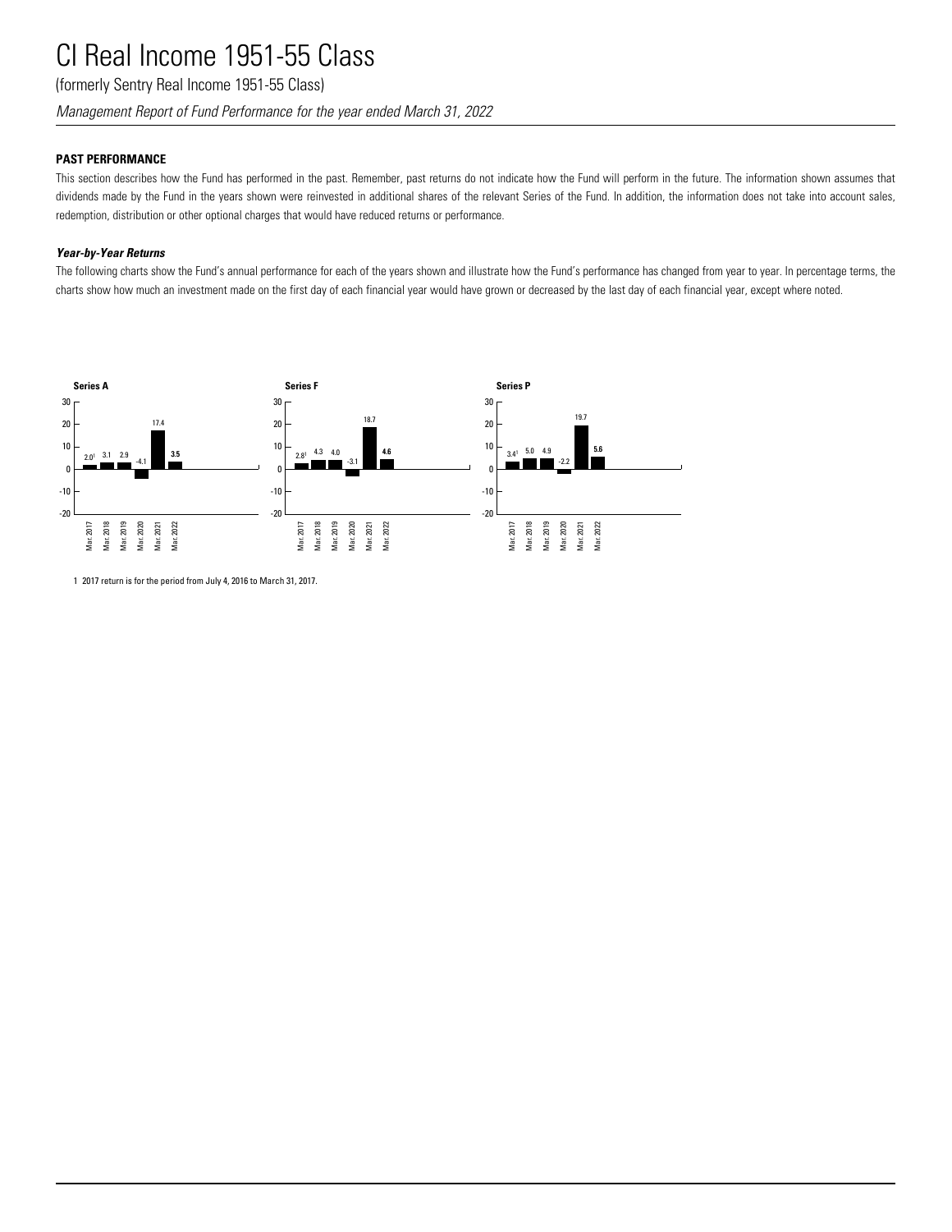# CI Real Income 1951-55 Class

(formerly Sentry Real Income 1951-55 Class)

*Management Report of Fund Performance for the year ended March 31, 2022*

## PAST PERFORMANCE

This section describes how the Fund has performed in the past. Remember, past returns do not indicate how the Fund will perform in the future. The information shown assumes that dividends made by the Fund in the years shown were reinvested in additional shares of the relevant Series of the Fund. In addition, the information does not take into account sales, redemption, distribution or other optional charges that would have reduced returns or performance.

### *Year-by-Year Returns*

The following charts show the Fund's annual performance for each of the years shown and illustrate how the Fund's performance has changed from year to year. In percentage terms, the charts show how much an investment made on the first day of each financial year would have grown or decreased by the last day of each financial year, except where noted.

**Series A**

| Mar. 2017 | Mar. 2018 | Mar. 2019 | Mar. 2020 | Mar. 2021 | Mar. 2022 |
|---|---|---|---|---|---|
| 2.0[1] | 3.1 | 2.9 | -4.1 | 17.4 | **3.5** |

**Series F**

| Mar. 2017 | Mar. 2018 | Mar. 2019 | Mar. 2020 | Mar. 2021 | Mar. 2022 |
|---|---|---|---|---|---|
| 2.8[1] | 4.3 | 4.0 | -3.1 | 18.7 | **4.6** |

**Series P**

| Mar. 2017 | Mar. 2018 | Mar. 2019 | Mar. 2020 | Mar. 2021 | Mar. 2022 |
|---|---|---|---|---|---|
| 3.4[1] | 5.0 | 4.9 | -2.2 | 19.7 | **5.6** |

1 2017 return is for the period from July 4, 2016 to March 31, 2017.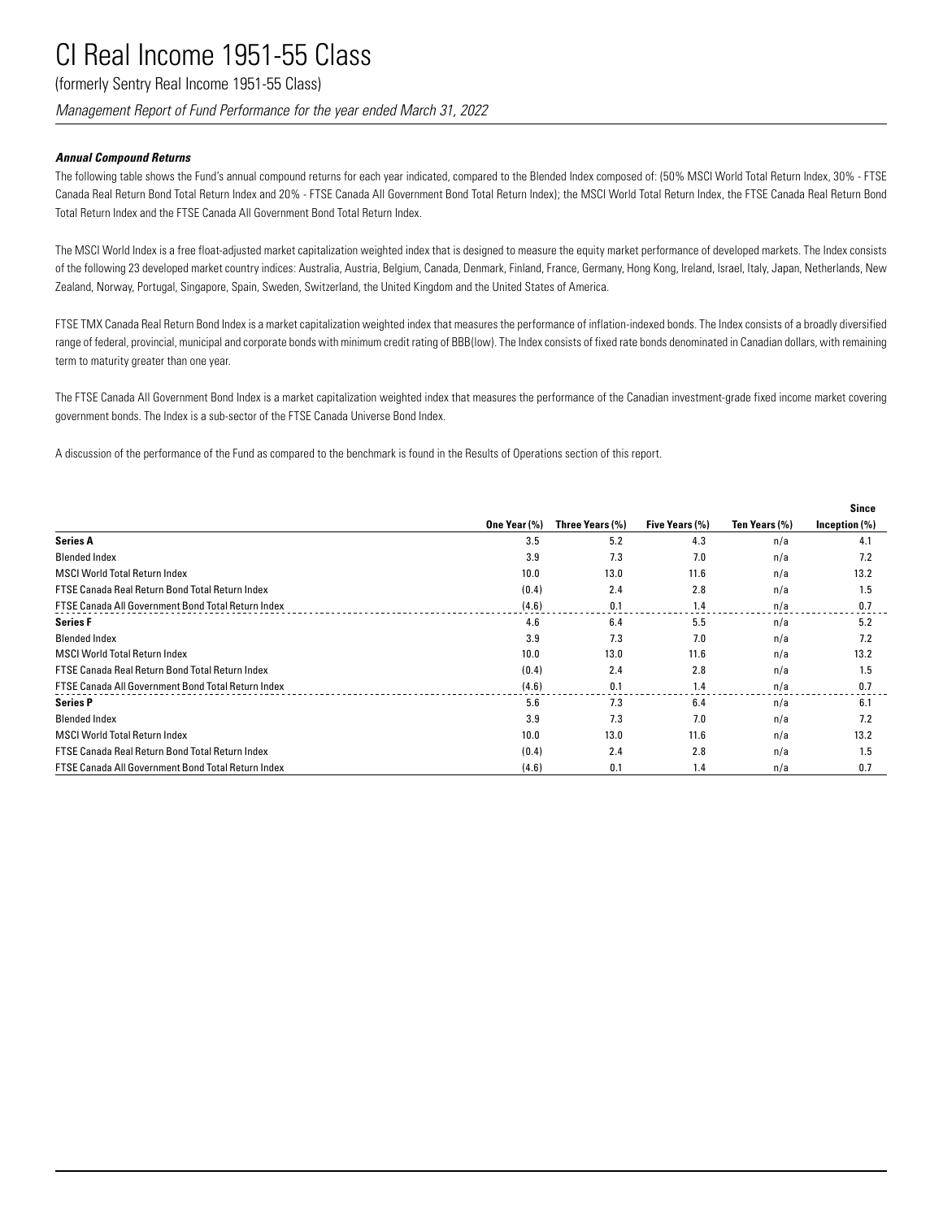# CI Real Income 1951-55 Class

(formerly Sentry Real Income 1951-55 Class)

*Management Report of Fund Performance for the year ended March 31, 2022*

***Annual Compound Returns***

The following table shows the Fund's annual compound returns for each year indicated, compared to the Blended Index composed of: (50% MSCI World Total Return Index, 30% - FTSE Canada Real Return Bond Total Return Index and 20% - FTSE Canada All Government Bond Total Return Index); the MSCI World Total Return Index, the FTSE Canada Real Return Bond Total Return Index and the FTSE Canada All Government Bond Total Return Index.

The MSCI World Index is a free float-adjusted market capitalization weighted index that is designed to measure the equity market performance of developed markets. The Index consists of the following 23 developed market country indices: Australia, Austria, Belgium, Canada, Denmark, Finland, France, Germany, Hong Kong, Ireland, Israel, Italy, Japan, Netherlands, New Zealand, Norway, Portugal, Singapore, Spain, Sweden, Switzerland, the United Kingdom and the United States of America.

FTSE TMX Canada Real Return Bond Index is a market capitalization weighted index that measures the performance of inflation-indexed bonds. The Index consists of a broadly diversified range of federal, provincial, municipal and corporate bonds with minimum credit rating of BBB(low). The Index consists of fixed rate bonds denominated in Canadian dollars, with remaining term to maturity greater than one year.

The FTSE Canada All Government Bond Index is a market capitalization weighted index that measures the performance of the Canadian investment-grade fixed income market covering government bonds. The Index is a sub-sector of the FTSE Canada Universe Bond Index.

A discussion of the performance of the Fund as compared to the benchmark is found in the Results of Operations section of this report.

| | One Year (%) | Three Years (%) | Five Years (%) | Ten Years (%) | Since Inception (%) |
|---|---|---|---|---|---|
| **Series A** | 3.5 | 5.2 | 4.3 | n/a | 4.1 |
| Blended Index | 3.9 | 7.3 | 7.0 | n/a | 7.2 |
| MSCI World Total Return Index | 10.0 | 13.0 | 11.6 | n/a | 13.2 |
| FTSE Canada Real Return Bond Total Return Index | (0.4) | 2.4 | 2.8 | n/a | 1.5 |
| FTSE Canada All Government Bond Total Return Index | (4.6) | 0.1 | 1.4 | n/a | 0.7 |
| **Series F** | 4.6 | 6.4 | 5.5 | n/a | 5.2 |
| Blended Index | 3.9 | 7.3 | 7.0 | n/a | 7.2 |
| MSCI World Total Return Index | 10.0 | 13.0 | 11.6 | n/a | 13.2 |
| FTSE Canada Real Return Bond Total Return Index | (0.4) | 2.4 | 2.8 | n/a | 1.5 |
| FTSE Canada All Government Bond Total Return Index | (4.6) | 0.1 | 1.4 | n/a | 0.7 |
| **Series P** | 5.6 | 7.3 | 6.4 | n/a | 6.1 |
| Blended Index | 3.9 | 7.3 | 7.0 | n/a | 7.2 |
| MSCI World Total Return Index | 10.0 | 13.0 | 11.6 | n/a | 13.2 |
| FTSE Canada Real Return Bond Total Return Index | (0.4) | 2.4 | 2.8 | n/a | 1.5 |
| FTSE Canada All Government Bond Total Return Index | (4.6) | 0.1 | 1.4 | n/a | 0.7 |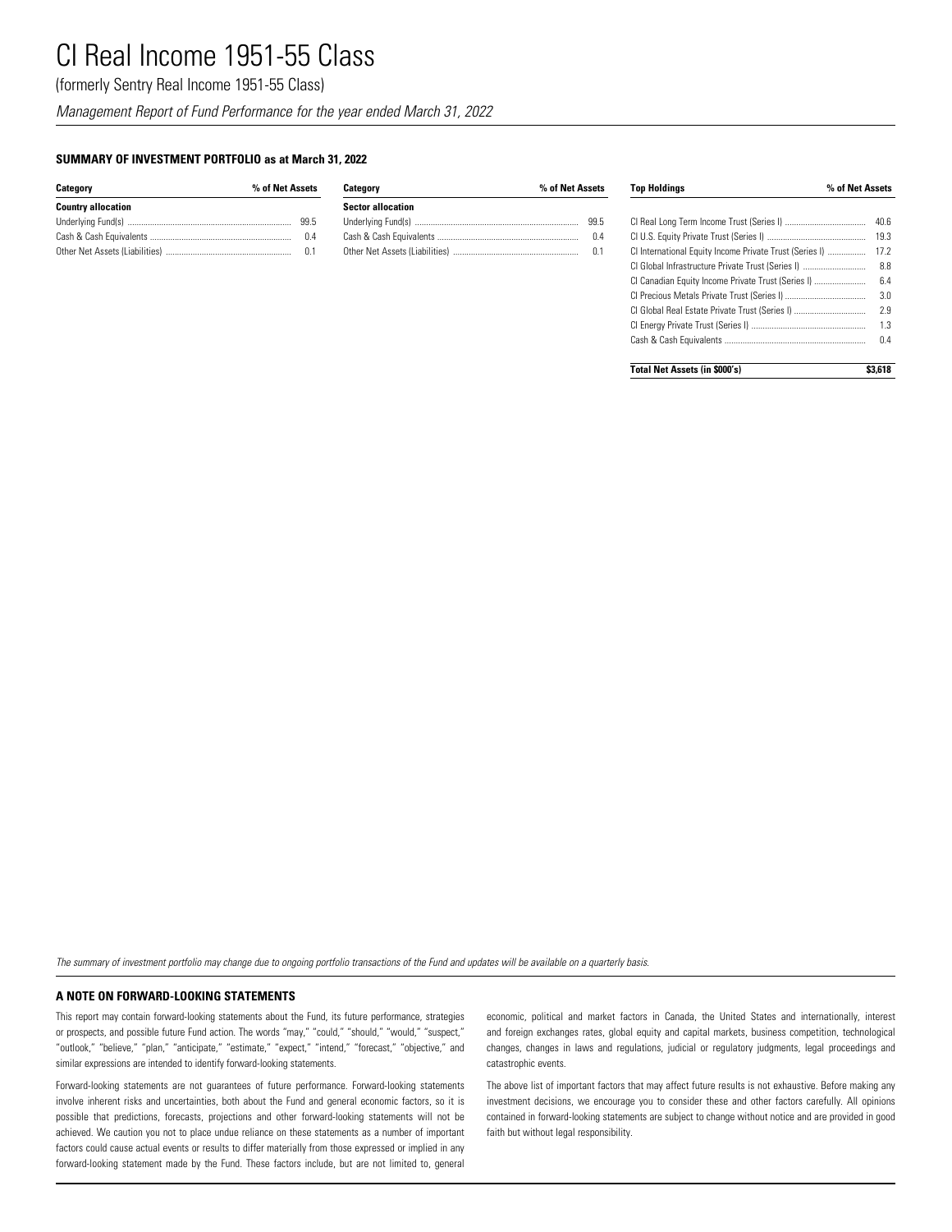# CI Real Income 1951-55 Class

(formerly Sentry Real Income 1951-55 Class)

*Management Report of Fund Performance for the year ended March 31, 2022*

**SUMMARY OF INVESTMENT PORTFOLIO as at March 31, 2022**

| Category | % of Net Assets |
|---|---|
| **Country allocation** | |
| Underlying Fund(s) | 99.5 |
| Cash & Cash Equivalents | 0.4 |
| Other Net Assets (Liabilities) | 0.1 |

| Category | % of Net Assets |
|---|---|
| **Sector allocation** | |
| Underlying Fund(s) | 99.5 |
| Cash & Cash Equivalents | 0.4 |
| Other Net Assets (Liabilities) | 0.1 |

| Top Holdings | % of Net Assets |
|---|---|
| CI Real Long Term Income Trust (Series I) | 40.6 |
| CI U.S. Equity Private Trust (Series I) | 19.3 |
| CI International Equity Income Private Trust (Series I) | 17.2 |
| CI Global Infrastructure Private Trust (Series I) | 8.8 |
| CI Canadian Equity Income Private Trust (Series I) | 6.4 |
| CI Precious Metals Private Trust (Series I) | 3.0 |
| CI Global Real Estate Private Trust (Series I) | 2.9 |
| CI Energy Private Trust (Series I) | 1.3 |
| Cash & Cash Equivalents | 0.4 |
| **Total Net Assets (in $000's)** | **$3,618** |

*The summary of investment portfolio may change due to ongoing portfolio transactions of the Fund and updates will be available on a quarterly basis.*

**A NOTE ON FORWARD-LOOKING STATEMENTS**

This report may contain forward-looking statements about the Fund, its future performance, strategies or prospects, and possible future Fund action. The words "may," "could," "should," "would," "suspect," "outlook," "believe," "plan," "anticipate," "estimate," "expect," "intend," "forecast," "objective," and similar expressions are intended to identify forward-looking statements.

Forward-looking statements are not guarantees of future performance. Forward-looking statements involve inherent risks and uncertainties, both about the Fund and general economic factors, so it is possible that predictions, forecasts, projections and other forward-looking statements will not be achieved. We caution you not to place undue reliance on these statements as a number of important factors could cause actual events or results to differ materially from those expressed or implied in any forward-looking statement made by the Fund. These factors include, but are not limited to, general economic, political and market factors in Canada, the United States and internationally, interest and foreign exchanges rates, global equity and capital markets, business competition, technological changes, changes in laws and regulations, judicial or regulatory judgments, legal proceedings and catastrophic events.

The above list of important factors that may affect future results is not exhaustive. Before making any investment decisions, we encourage you to consider these and other factors carefully. All opinions contained in forward-looking statements are subject to change without notice and are provided in good faith but without legal responsibility.